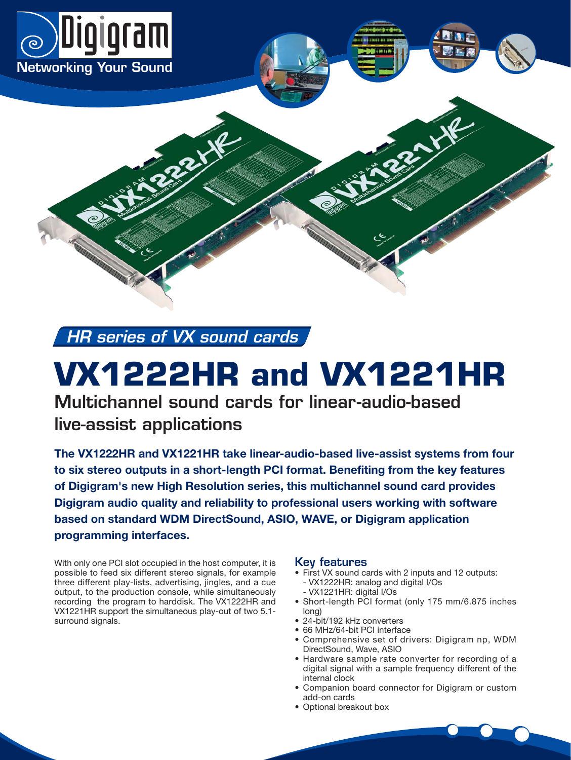Digigram

Networking Your Sound

*HR series of VX sound cards*

# VX1222HR and VX1221HR

## Multichannel sound cards for linear-audio-based live-assist applications

**The VX1222HR and VX1221HR take linear-audio-based live-assist systems from four to six stereo outputs in a short-length PCI format. Benefiting from the key features of Digigram's new High Resolution series, this multichannel sound card provides Digigram audio quality and reliability to professional users working with software based on standard WDM DirectSound, ASIO, WAVE, or Digigram application programming interfaces.**

With only one PCI slot occupied in the host computer, it is possible to feed six different stereo signals, for example three different play-lists, advertising, jingles, and a cue output, to the production console, while simultaneously recording the program to harddisk. The VX1222HR and VX1221HR support the simultaneous play-out of two 5.1-surround signals.

### Key features

- First VX sound cards with 2 inputs and 12 outputs:
  - VX1222HR: analog and digital I/Os
  - VX1221HR: digital I/Os
- Short-length PCI format (only 175 mm/6.875 inches long)
- 24-bit/192 kHz converters
- 66 MHz/64-bit PCI interface
- Comprehensive set of drivers: Digigram np, WDM DirectSound, Wave, ASIO
- Hardware sample rate converter for recording of a digital signal with a sample frequency different of the internal clock
- Companion board connector for Digigram or custom add-on cards
- Optional breakout box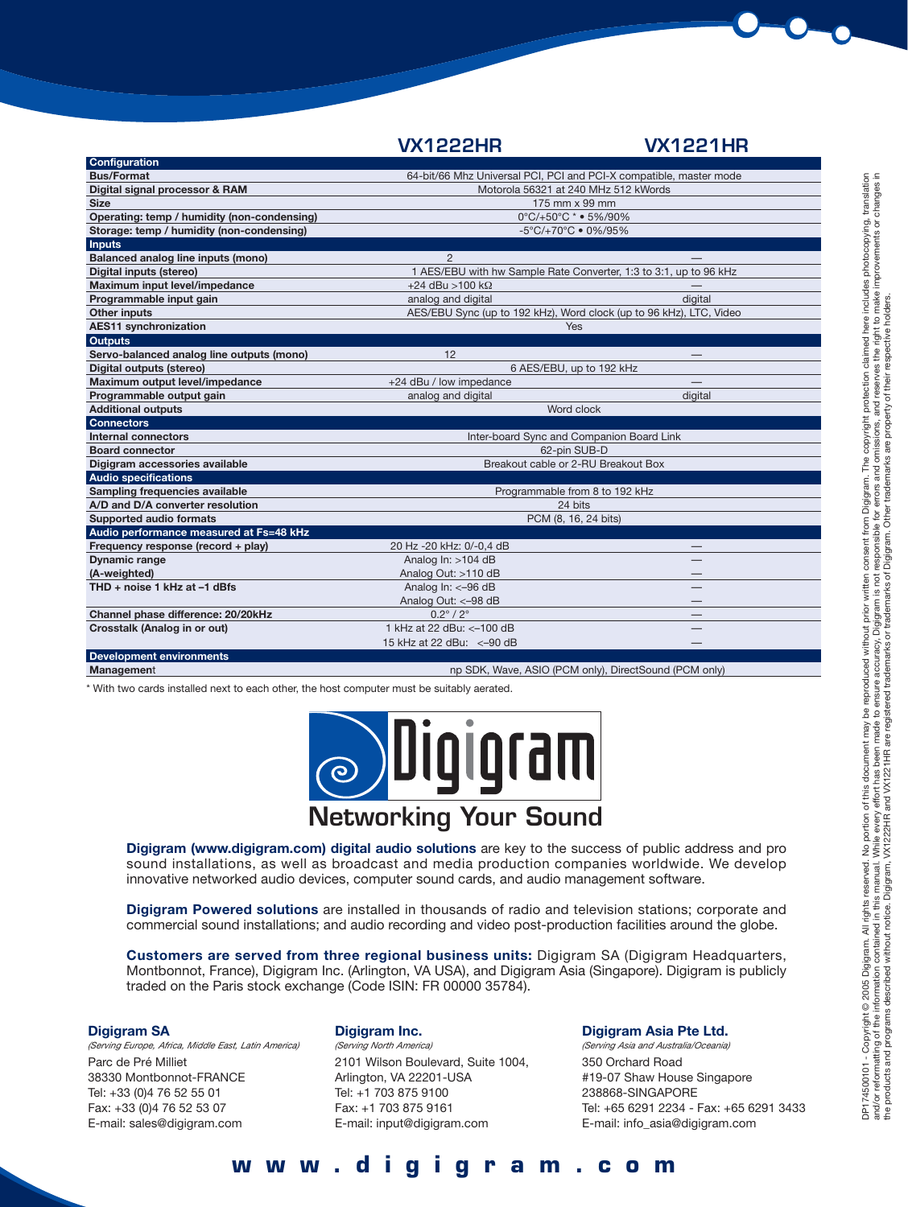| | VX1222HR | VX1221HR |
|---|---|---|
| **Configuration** | | |
| **Bus/Format** | 64-bit/66 Mhz Universal PCI, PCI and PCI-X compatible, master mode | |
| **Digital signal processor & RAM** | Motorola 56321 at 240 MHz 512 kWords | |
| **Size** | 175 mm x 99 mm | |
| **Operating: temp / humidity (non-condensing)** | 0°C/+50°C * • 5%/90% | |
| **Storage: temp / humidity (non-condensing)** | -5°C/+70°C • 0%/95% | |
| **Inputs** | | |
| **Balanced analog line inputs (mono)** | 2 | — |
| **Digital inputs (stereo)** | 1 AES/EBU with hw Sample Rate Converter, 1:3 to 3:1, up to 96 kHz | |
| **Maximum input level/impedance** | +24 dBu >100 kΩ | — |
| **Programmable input gain** | analog and digital | digital |
| **Other inputs** | AES/EBU Sync (up to 192 kHz), Word clock (up to 96 kHz), LTC, Video | |
| **AES11 synchronization** | Yes | |
| **Outputs** | | |
| **Servo-balanced analog line outputs (mono)** | 12 | — |
| **Digital outputs (stereo)** | 6 AES/EBU, up to 192 kHz | |
| **Maximum output level/impedance** | +24 dBu / low impedance | — |
| **Programmable output gain** | analog and digital | digital |
| **Additional outputs** | Word clock | |
| **Connectors** | | |
| **Internal connectors** | Inter-board Sync and Companion Board Link | |
| **Board connector** | 62-pin SUB-D | |
| **Digigram accessories available** | Breakout cable or 2-RU Breakout Box | |
| **Audio specifications** | | |
| **Sampling frequencies available** | Programmable from 8 to 192 kHz | |
| **A/D and D/A converter resolution** | 24 bits | |
| **Supported audio formats** | PCM (8, 16, 24 bits) | |
| **Audio performance measured at Fs=48 kHz** | | |
| **Frequency response (record + play)** | 20 Hz -20 kHz: 0/-0,4 dB | — |
| **Dynamic range (A-weighted)** | Analog In: >104 dB | — |
| | Analog Out: >110 dB | — |
| **THD + noise 1 kHz at –1 dBfs** | Analog In: <–96 dB | — |
| | Analog Out: <–98 dB | — |
| **Channel phase difference: 20/20kHz** | 0.2° / 2° | — |
| **Crosstalk (Analog in or out)** | 1 kHz at 22 dBu: <–100 dB | — |
| | 15 kHz at 22 dBu: <–90 dB | — |
| **Development environments** | | |
| **Management** | np SDK, Wave, ASIO (PCM only), DirectSound (PCM only) | |

* With two cards installed next to each other, the host computer must be suitably aerated.

Digigram

Networking Your Sound

**Digigram (www.digigram.com) digital audio solutions** are key to the success of public address and pro sound installations, as well as broadcast and media production companies worldwide. We develop innovative networked audio devices, computer sound cards, and audio management software.

**Digigram Powered solutions** are installed in thousands of radio and television stations; corporate and commercial sound installations; and audio recording and video post-production facilities around the globe.

**Customers are served from three regional business units:** Digigram SA (Digigram Headquarters, Montbonnot, France), Digigram Inc. (Arlington, VA USA), and Digigram Asia (Singapore). Digigram is publicly traded on the Paris stock exchange (Code ISIN: FR 00000 35784).

**Digigram SA**
*(Serving Europe, Africa, Middle East, Latin America)*
Parc de Pré Milliet
38330 Montbonnot-FRANCE
Tel: +33 (0)4 76 52 55 01
Fax: +33 (0)4 76 52 53 07
E-mail: sales@digigram.com

**Digigram Inc.**
*(Serving North America)*
2101 Wilson Boulevard, Suite 1004,
Arlington, VA 22201-USA
Tel: +1 703 875 9100
Fax: +1 703 875 9161
E-mail: input@digigram.com

**Digigram Asia Pte Ltd.**
*(Serving Asia and Australia/Oceania)*
350 Orchard Road
#19-07 Shaw House Singapore
238868-SINGAPORE
Tel: +65 6291 2234 - Fax: +65 6291 3433
E-mail: info_asia@digigram.com

**www.digigram.com**

DP174500101 - Copyright © 2005 Digigram. All rights reserved. No portion of this document may be reproduced without prior written consent from Digigram. The copyright protection claimed here includes photocopying, translation and/or reformatting of the information contained in this manual. While every effort has been made to ensure accuracy, Digigram is not responsible for errors and omissions, and reserves the right to make improvements or changes in the products and programs described without notice. Digigram, VX1222HR and VX1221HR are registered trademarks or trademarks of Digigram. Other trademarks are property of their respective holders.